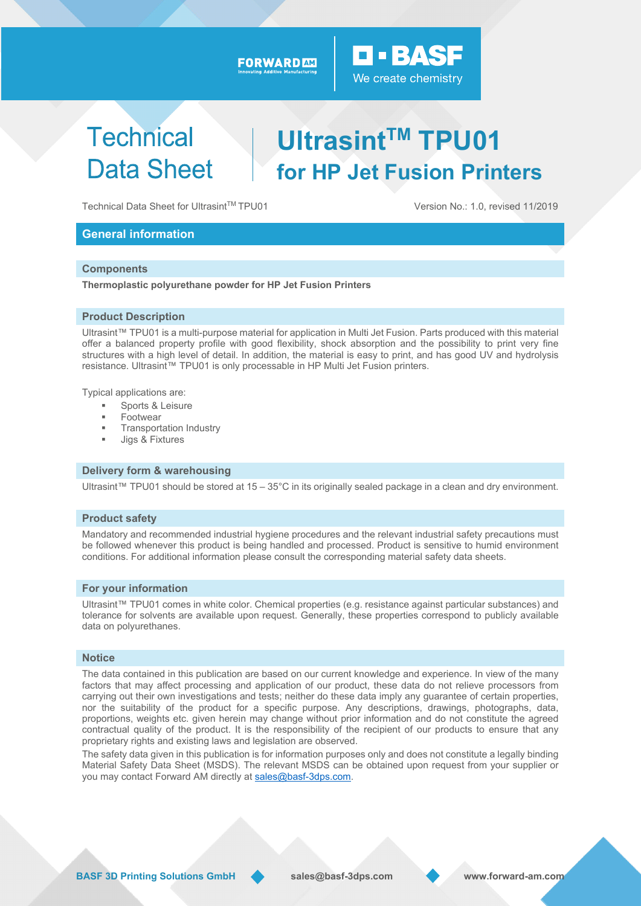# Technical Data Sheet

# Ultrasint™ TPU01 for HP Jet Fusion Printers

Technical Data Sheet for Ultrasint™ TPU01

Version No.: 1.0, revised 11/2019

## General information

### Components

**Thermoplastic polyurethane powder for HP Jet Fusion Printers**

### Product Description

Ultrasint™ TPU01 is a multi-purpose material for application in Multi Jet Fusion. Parts produced with this material offer a balanced property profile with good flexibility, shock absorption and the possibility to print very fine structures with a high level of detail. In addition, the material is easy to print, and has good UV and hydrolysis resistance. Ultrasint™ TPU01 is only processable in HP Multi Jet Fusion printers.

Typical applications are:

- Sports & Leisure
- Footwear
- Transportation Industry
- Jigs & Fixtures

### Delivery form & warehousing

Ultrasint™ TPU01 should be stored at 15 – 35°C in its originally sealed package in a clean and dry environment.

### Product safety

Mandatory and recommended industrial hygiene procedures and the relevant industrial safety precautions must be followed whenever this product is being handled and processed. Product is sensitive to humid environment conditions. For additional information please consult the corresponding material safety data sheets.

### For your information

Ultrasint™ TPU01 comes in white color. Chemical properties (e.g. resistance against particular substances) and tolerance for solvents are available upon request. Generally, these properties correspond to publicly available data on polyurethanes.

### Notice

The data contained in this publication are based on our current knowledge and experience. In view of the many factors that may affect processing and application of our product, these data do not relieve processors from carrying out their own investigations and tests; neither do these data imply any guarantee of certain properties, nor the suitability of the product for a specific purpose. Any descriptions, drawings, photographs, data, proportions, weights etc. given herein may change without prior information and do not constitute the agreed contractual quality of the product. It is the responsibility of the recipient of our products to ensure that any proprietary rights and existing laws and legislation are observed.

The safety data given in this publication is for information purposes only and does not constitute a legally binding Material Safety Data Sheet (MSDS). The relevant MSDS can be obtained upon request from your supplier or you may contact Forward AM directly at sales@basf-3dps.com.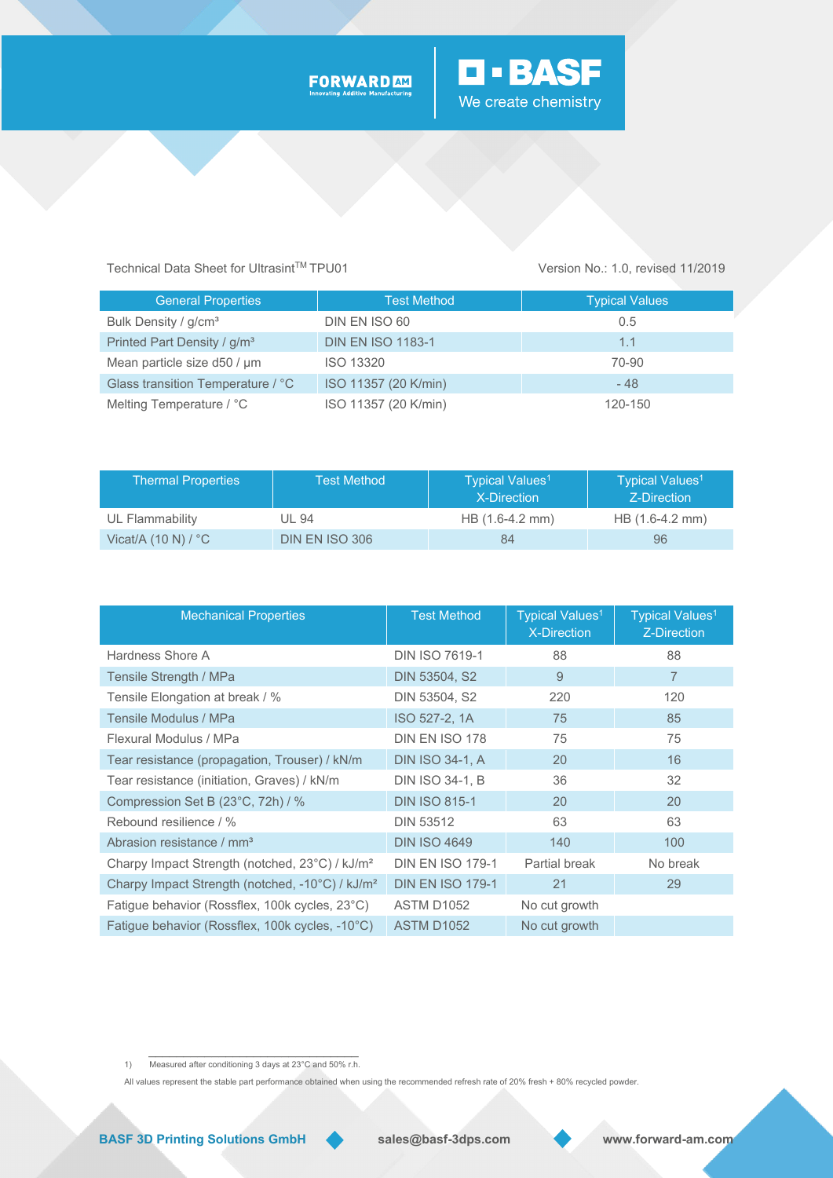Technical Data Sheet for Ultrasint™ TPU01

Version No.: 1.0, revised 11/2019

| General Properties | Test Method | Typical Values |
|---|---|---|
| Bulk Density / g/cm³ | DIN EN ISO 60 | 0.5 |
| Printed Part Density / g/m³ | DIN EN ISO 1183-1 | 1.1 |
| Mean particle size d50 / µm | ISO 13320 | 70-90 |
| Glass transition Temperature / °C | ISO 11357 (20 K/min) | - 48 |
| Melting Temperature / °C | ISO 11357 (20 K/min) | 120-150 |

| Thermal Properties | Test Method | Typical Values[1] X-Direction | Typical Values[1] Z-Direction |
|---|---|---|---|
| UL Flammability | UL 94 | HB (1.6-4.2 mm) | HB (1.6-4.2 mm) |
| Vicat/A (10 N) / °C | DIN EN ISO 306 | 84 | 96 |

| Mechanical Properties | Test Method | Typical Values[1] X-Direction | Typical Values[1] Z-Direction |
|---|---|---|---|
| Hardness Shore A | DIN ISO 7619-1 | 88 | 88 |
| Tensile Strength / MPa | DIN 53504, S2 | 9 | 7 |
| Tensile Elongation at break / % | DIN 53504, S2 | 220 | 120 |
| Tensile Modulus / MPa | ISO 527-2, 1A | 75 | 85 |
| Flexural Modulus / MPa | DIN EN ISO 178 | 75 | 75 |
| Tear resistance (propagation, Trouser) / kN/m | DIN ISO 34-1, A | 20 | 16 |
| Tear resistance (initiation, Graves) / kN/m | DIN ISO 34-1, B | 36 | 32 |
| Compression Set B (23°C, 72h) / % | DIN ISO 815-1 | 20 | 20 |
| Rebound resilience / % | DIN 53512 | 63 | 63 |
| Abrasion resistance / mm³ | DIN ISO 4649 | 140 | 100 |
| Charpy Impact Strength (notched, 23°C) / kJ/m² | DIN EN ISO 179-1 | Partial break | No break |
| Charpy Impact Strength (notched, -10°C) / kJ/m² | DIN EN ISO 179-1 | 21 | 29 |
| Fatigue behavior (Rossflex, 100k cycles, 23°C) | ASTM D1052 | No cut growth | |
| Fatigue behavior (Rossflex, 100k cycles, -10°C) | ASTM D1052 | No cut growth | |

1) Measured after conditioning 3 days at 23°C and 50% r.h.

All values represent the stable part performance obtained when using the recommended refresh rate of 20% fresh + 80% recycled powder.

BASF 3D Printing Solutions GmbH · sales@basf-3dps.com · www.forward-am.com